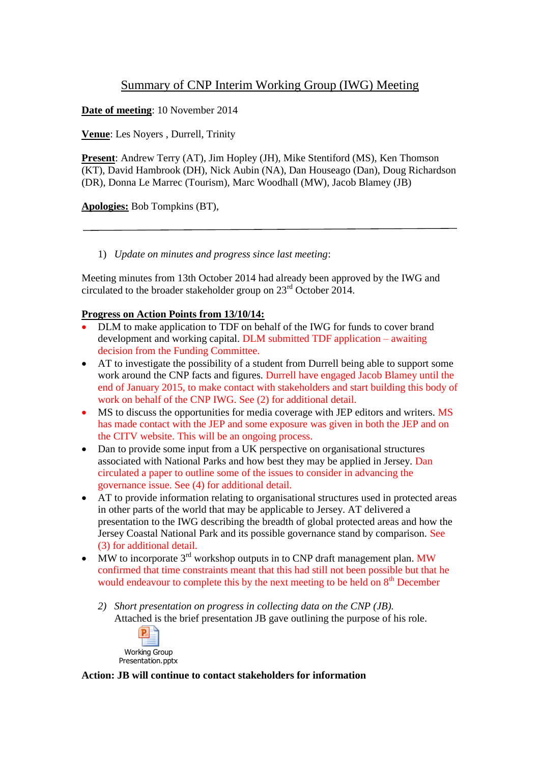# Summary of CNP Interim Working Group (IWG) Meeting

**Date of meeting**: 10 November 2014

**Venue**: Les Noyers , Durrell, Trinity

**Present**: Andrew Terry (AT), Jim Hopley (JH), Mike Stentiford (MS), Ken Thomson (KT), David Hambrook (DH), Nick Aubin (NA), Dan Houseago (Dan), Doug Richardson (DR), Donna Le Marrec (Tourism), Marc Woodhall (MW), Jacob Blamey (JB)

**Apologies:** Bob Tompkins (BT),

---

1) *Update on minutes and progress since last meeting*:

Meeting minutes from 13th October 2014 had already been approved by the IWG and circulated to the broader stakeholder group on 23rd October 2014.

**Progress on Action Points from 13/10/14:**

- DLM to make application to TDF on behalf of the IWG for funds to cover brand development and working capital. DLM submitted TDF application – awaiting decision from the Funding Committee.
- AT to investigate the possibility of a student from Durrell being able to support some work around the CNP facts and figures. Durrell have engaged Jacob Blamey until the end of January 2015, to make contact with stakeholders and start building this body of work on behalf of the CNP IWG. See (2) for additional detail.
- MS to discuss the opportunities for media coverage with JEP editors and writers. MS has made contact with the JEP and some exposure was given in both the JEP and on the CITV website. This will be an ongoing process.
- Dan to provide some input from a UK perspective on organisational structures associated with National Parks and how best they may be applied in Jersey. Dan circulated a paper to outline some of the issues to consider in advancing the governance issue. See (4) for additional detail.
- AT to provide information relating to organisational structures used in protected areas in other parts of the world that may be applicable to Jersey. AT delivered a presentation to the IWG describing the breadth of global protected areas and how the Jersey Coastal National Park and its possible governance stand by comparison. See (3) for additional detail.
- MW to incorporate 3rd workshop outputs in to CNP draft management plan. MW confirmed that time constraints meant that this had still not been possible but that he would endeavour to complete this by the next meeting to be held on 8th December

2) *Short presentation on progress in collecting data on the CNP (JB).*
   Attached is the brief presentation JB gave outlining the purpose of his role.

   Working Group Presentation.pptx

**Action: JB will continue to contact stakeholders for information**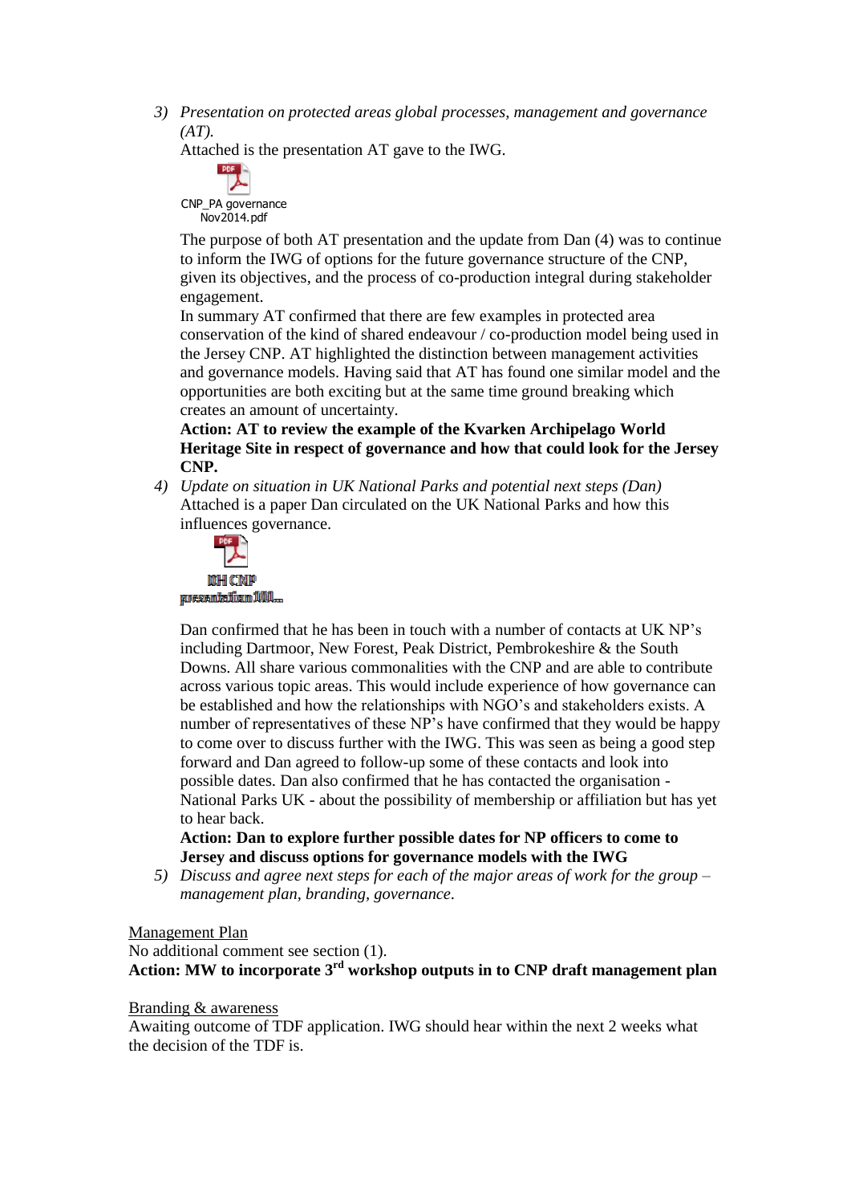3) *Presentation on protected areas global processes, management and governance (AT).*

   Attached is the presentation AT gave to the IWG.

   CNP_PA governance Nov2014.pdf

   The purpose of both AT presentation and the update from Dan (4) was to continue to inform the IWG of options for the future governance structure of the CNP, given its objectives, and the process of co-production integral during stakeholder engagement.

   In summary AT confirmed that there are few examples in protected area conservation of the kind of shared endeavour / co-production model being used in the Jersey CNP. AT highlighted the distinction between management activities and governance models. Having said that AT has found one similar model and the opportunities are both exciting but at the same time ground breaking which creates an amount of uncertainty.

   **Action: AT to review the example of the Kvarken Archipelago World Heritage Site in respect of governance and how that could look for the Jersey CNP.**

4) *Update on situation in UK National Parks and potential next steps (Dan)*

   Attached is a paper Dan circulated on the UK National Parks and how this influences governance.

   DH CNP presentation 100...

   Dan confirmed that he has been in touch with a number of contacts at UK NP's including Dartmoor, New Forest, Peak District, Pembrokeshire & the South Downs. All share various commonalities with the CNP and are able to contribute across various topic areas. This would include experience of how governance can be established and how the relationships with NGO's and stakeholders exists. A number of representatives of these NP's have confirmed that they would be happy to come over to discuss further with the IWG. This was seen as being a good step forward and Dan agreed to follow-up some of these contacts and look into possible dates. Dan also confirmed that he has contacted the organisation - National Parks UK - about the possibility of membership or affiliation but has yet to hear back.

   **Action: Dan to explore further possible dates for NP officers to come to Jersey and discuss options for governance models with the IWG**

5) *Discuss and agree next steps for each of the major areas of work for the group – management plan, branding, governance.*

Management Plan

No additional comment see section (1).

**Action: MW to incorporate 3rd workshop outputs in to CNP draft management plan**

Branding & awareness

Awaiting outcome of TDF application. IWG should hear within the next 2 weeks what the decision of the TDF is.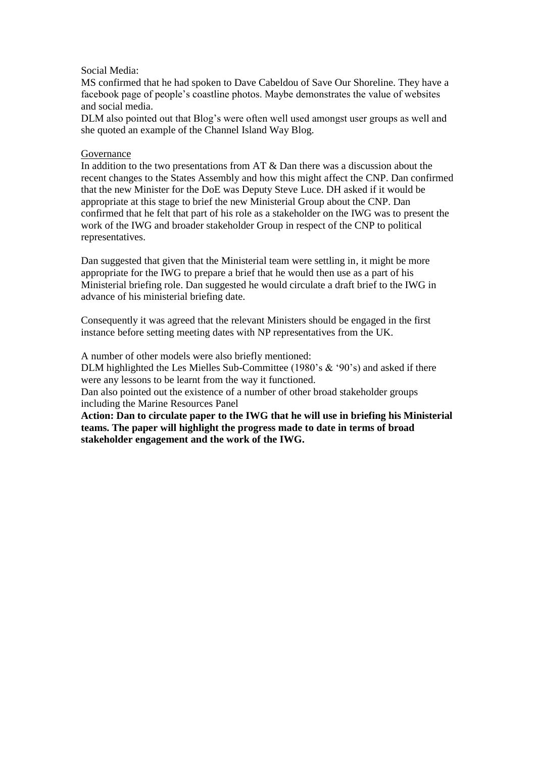Social Media:

MS confirmed that he had spoken to Dave Cabeldou of Save Our Shoreline. They have a facebook page of people's coastline photos. Maybe demonstrates the value of websites and social media.

DLM also pointed out that Blog's were often well used amongst user groups as well and she quoted an example of the Channel Island Way Blog.

Governance

In addition to the two presentations from AT & Dan there was a discussion about the recent changes to the States Assembly and how this might affect the CNP. Dan confirmed that the new Minister for the DoE was Deputy Steve Luce. DH asked if it would be appropriate at this stage to brief the new Ministerial Group about the CNP. Dan confirmed that he felt that part of his role as a stakeholder on the IWG was to present the work of the IWG and broader stakeholder Group in respect of the CNP to political representatives.

Dan suggested that given that the Ministerial team were settling in, it might be more appropriate for the IWG to prepare a brief that he would then use as a part of his Ministerial briefing role. Dan suggested he would circulate a draft brief to the IWG in advance of his ministerial briefing date.

Consequently it was agreed that the relevant Ministers should be engaged in the first instance before setting meeting dates with NP representatives from the UK.

A number of other models were also briefly mentioned:

DLM highlighted the Les Mielles Sub-Committee (1980's & '90's) and asked if there were any lessons to be learnt from the way it functioned.

Dan also pointed out the existence of a number of other broad stakeholder groups including the Marine Resources Panel

**Action: Dan to circulate paper to the IWG that he will use in briefing his Ministerial teams. The paper will highlight the progress made to date in terms of broad stakeholder engagement and the work of the IWG.**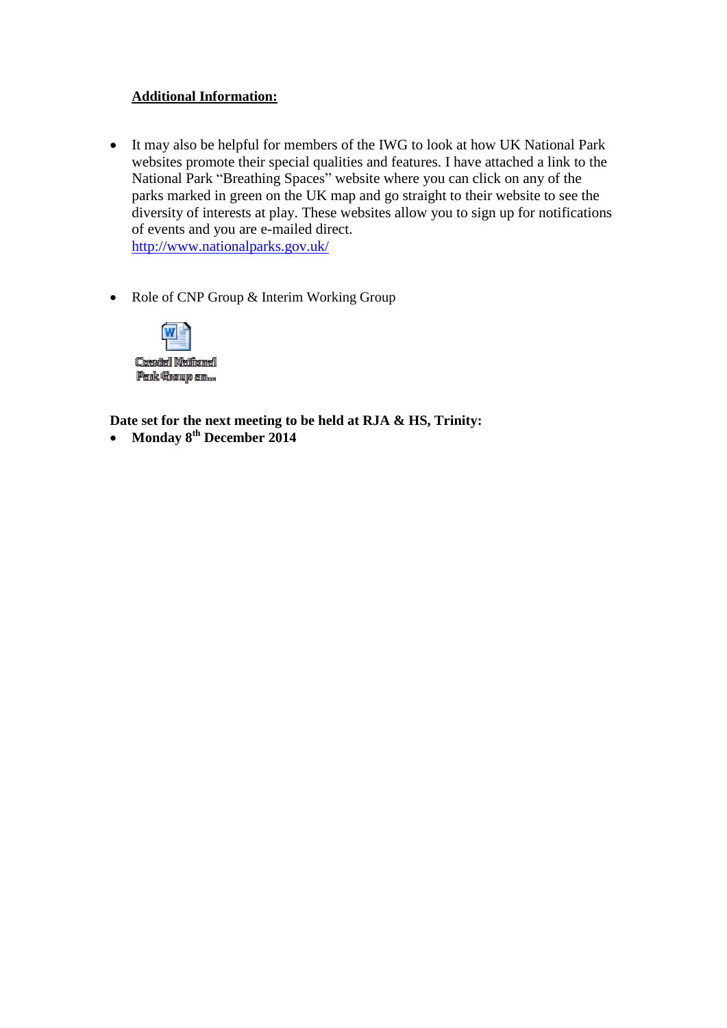**Additional Information:**

- It may also be helpful for members of the IWG to look at how UK National Park websites promote their special qualities and features. I have attached a link to the National Park "Breathing Spaces" website where you can click on any of the parks marked in green on the UK map and go straight to their website to see the diversity of interests at play. These websites allow you to sign up for notifications of events and you are e-mailed direct.
  http://www.nationalparks.gov.uk/

- Role of CNP Group & Interim Working Group

  Coastal National Park Group an...

**Date set for the next meeting to be held at RJA & HS, Trinity:**

- **Monday 8th December 2014**